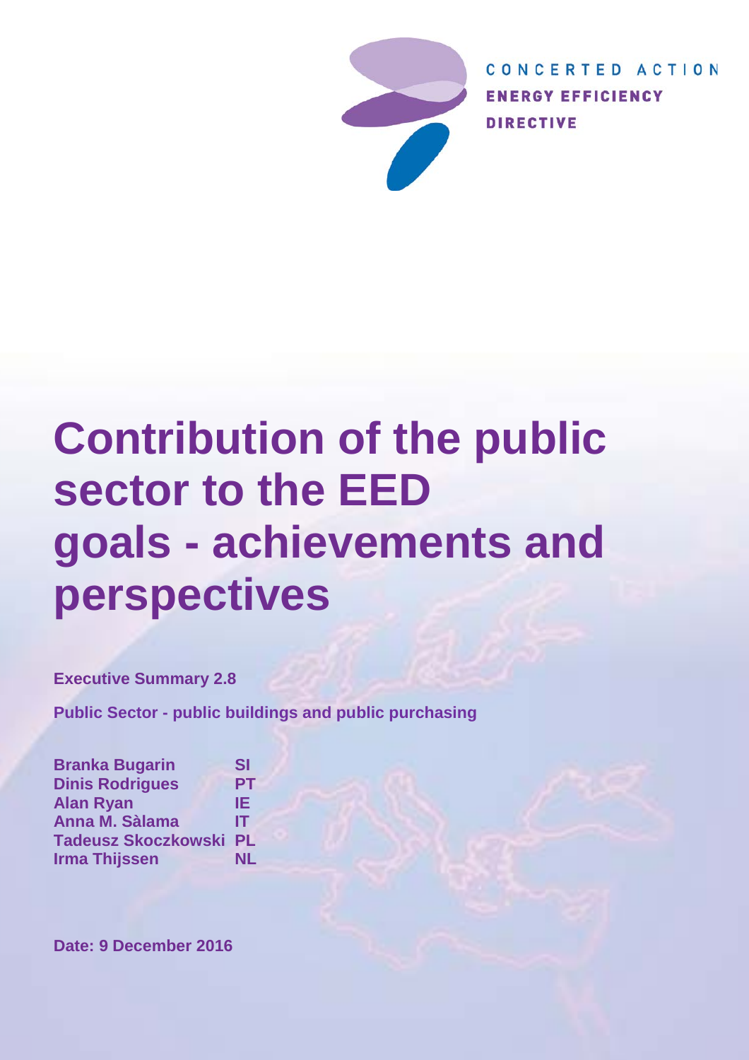CONCERTED ACTION
ENERGY EFFICIENCY
DIRECTIVE

# Contribution of the public sector to the EED goals - achievements and perspectives

**Executive Summary 2.8**

**Public Sector - public buildings and public purchasing**

| | |
|---|---|
| **Branka Bugarin** | **SI** |
| **Dinis Rodrigues** | **PT** |
| **Alan Ryan** | **IE** |
| **Anna M. Sàlama** | **IT** |
| **Tadeusz Skoczkowski** | **PL** |
| **Irma Thijssen** | **NL** |

**Date: 9 December 2016**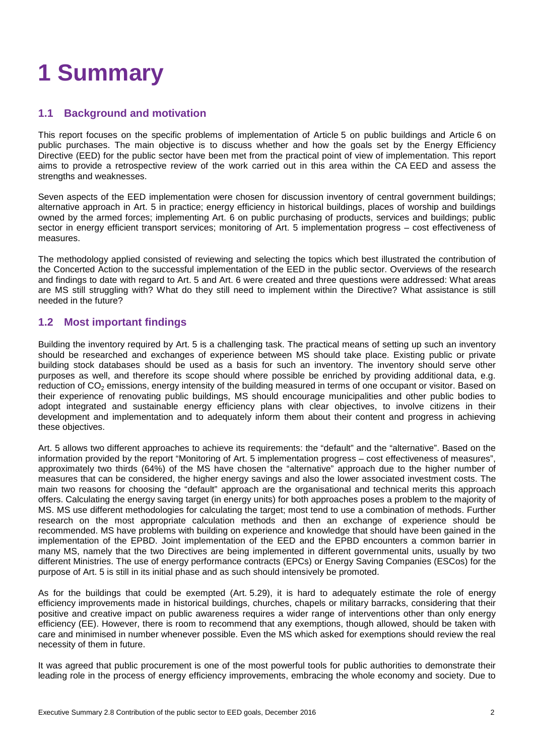# 1 Summary

## 1.1 Background and motivation

This report focuses on the specific problems of implementation of Article 5 on public buildings and Article 6 on public purchases. The main objective is to discuss whether and how the goals set by the Energy Efficiency Directive (EED) for the public sector have been met from the practical point of view of implementation. This report aims to provide a retrospective review of the work carried out in this area within the CA EED and assess the strengths and weaknesses.

Seven aspects of the EED implementation were chosen for discussion inventory of central government buildings; alternative approach in Art. 5 in practice; energy efficiency in historical buildings, places of worship and buildings owned by the armed forces; implementing Art. 6 on public purchasing of products, services and buildings; public sector in energy efficient transport services; monitoring of Art. 5 implementation progress – cost effectiveness of measures.

The methodology applied consisted of reviewing and selecting the topics which best illustrated the contribution of the Concerted Action to the successful implementation of the EED in the public sector. Overviews of the research and findings to date with regard to Art. 5 and Art. 6 were created and three questions were addressed: What areas are MS still struggling with? What do they still need to implement within the Directive? What assistance is still needed in the future?

## 1.2 Most important findings

Building the inventory required by Art. 5 is a challenging task. The practical means of setting up such an inventory should be researched and exchanges of experience between MS should take place. Existing public or private building stock databases should be used as a basis for such an inventory. The inventory should serve other purposes as well, and therefore its scope should where possible be enriched by providing additional data, e.g. reduction of $CO_2$ emissions, energy intensity of the building measured in terms of one occupant or visitor. Based on their experience of renovating public buildings, MS should encourage municipalities and other public bodies to adopt integrated and sustainable energy efficiency plans with clear objectives, to involve citizens in their development and implementation and to adequately inform them about their content and progress in achieving these objectives.

Art. 5 allows two different approaches to achieve its requirements: the "default" and the "alternative". Based on the information provided by the report "Monitoring of Art. 5 implementation progress – cost effectiveness of measures", approximately two thirds (64%) of the MS have chosen the "alternative" approach due to the higher number of measures that can be considered, the higher energy savings and also the lower associated investment costs. The main two reasons for choosing the "default" approach are the organisational and technical merits this approach offers. Calculating the energy saving target (in energy units) for both approaches poses a problem to the majority of MS. MS use different methodologies for calculating the target; most tend to use a combination of methods. Further research on the most appropriate calculation methods and then an exchange of experience should be recommended. MS have problems with building on experience and knowledge that should have been gained in the implementation of the EPBD. Joint implementation of the EED and the EPBD encounters a common barrier in many MS, namely that the two Directives are being implemented in different governmental units, usually by two different Ministries. The use of energy performance contracts (EPCs) or Energy Saving Companies (ESCos) for the purpose of Art. 5 is still in its initial phase and as such should intensively be promoted.

As for the buildings that could be exempted (Art. 5.29), it is hard to adequately estimate the role of energy efficiency improvements made in historical buildings, churches, chapels or military barracks, considering that their positive and creative impact on public awareness requires a wider range of interventions other than only energy efficiency (EE). However, there is room to recommend that any exemptions, though allowed, should be taken with care and minimised in number whenever possible. Even the MS which asked for exemptions should review the real necessity of them in future.

It was agreed that public procurement is one of the most powerful tools for public authorities to demonstrate their leading role in the process of energy efficiency improvements, embracing the whole economy and society. Due to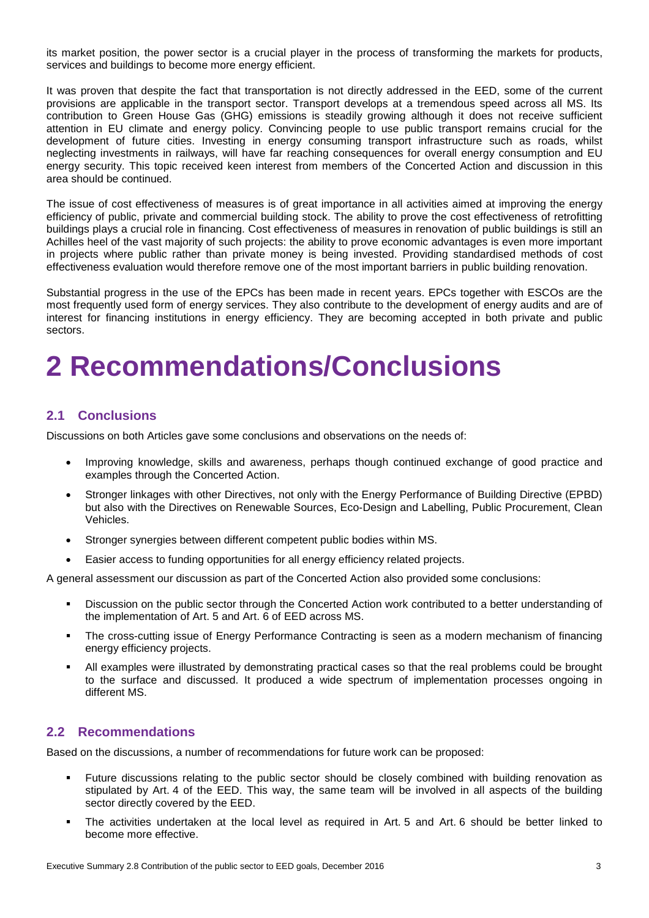its market position, the power sector is a crucial player in the process of transforming the markets for products, services and buildings to become more energy efficient.

It was proven that despite the fact that transportation is not directly addressed in the EED, some of the current provisions are applicable in the transport sector. Transport develops at a tremendous speed across all MS. Its contribution to Green House Gas (GHG) emissions is steadily growing although it does not receive sufficient attention in EU climate and energy policy. Convincing people to use public transport remains crucial for the development of future cities. Investing in energy consuming transport infrastructure such as roads, whilst neglecting investments in railways, will have far reaching consequences for overall energy consumption and EU energy security. This topic received keen interest from members of the Concerted Action and discussion in this area should be continued.

The issue of cost effectiveness of measures is of great importance in all activities aimed at improving the energy efficiency of public, private and commercial building stock. The ability to prove the cost effectiveness of retrofitting buildings plays a crucial role in financing. Cost effectiveness of measures in renovation of public buildings is still an Achilles heel of the vast majority of such projects: the ability to prove economic advantages is even more important in projects where public rather than private money is being invested. Providing standardised methods of cost effectiveness evaluation would therefore remove one of the most important barriers in public building renovation.

Substantial progress in the use of the EPCs has been made in recent years. EPCs together with ESCOs are the most frequently used form of energy services. They also contribute to the development of energy audits and are of interest for financing institutions in energy efficiency. They are becoming accepted in both private and public sectors.

# 2 Recommendations/Conclusions

## 2.1 Conclusions

Discussions on both Articles gave some conclusions and observations on the needs of:

- Improving knowledge, skills and awareness, perhaps though continued exchange of good practice and examples through the Concerted Action.
- Stronger linkages with other Directives, not only with the Energy Performance of Building Directive (EPBD) but also with the Directives on Renewable Sources, Eco-Design and Labelling, Public Procurement, Clean Vehicles.
- Stronger synergies between different competent public bodies within MS.
- Easier access to funding opportunities for all energy efficiency related projects.

A general assessment our discussion as part of the Concerted Action also provided some conclusions:

- Discussion on the public sector through the Concerted Action work contributed to a better understanding of the implementation of Art. 5 and Art. 6 of EED across MS.
- The cross-cutting issue of Energy Performance Contracting is seen as a modern mechanism of financing energy efficiency projects.
- All examples were illustrated by demonstrating practical cases so that the real problems could be brought to the surface and discussed. It produced a wide spectrum of implementation processes ongoing in different MS.

## 2.2 Recommendations

Based on the discussions, a number of recommendations for future work can be proposed:

- Future discussions relating to the public sector should be closely combined with building renovation as stipulated by Art. 4 of the EED. This way, the same team will be involved in all aspects of the building sector directly covered by the EED.
- The activities undertaken at the local level as required in Art. 5 and Art. 6 should be better linked to become more effective.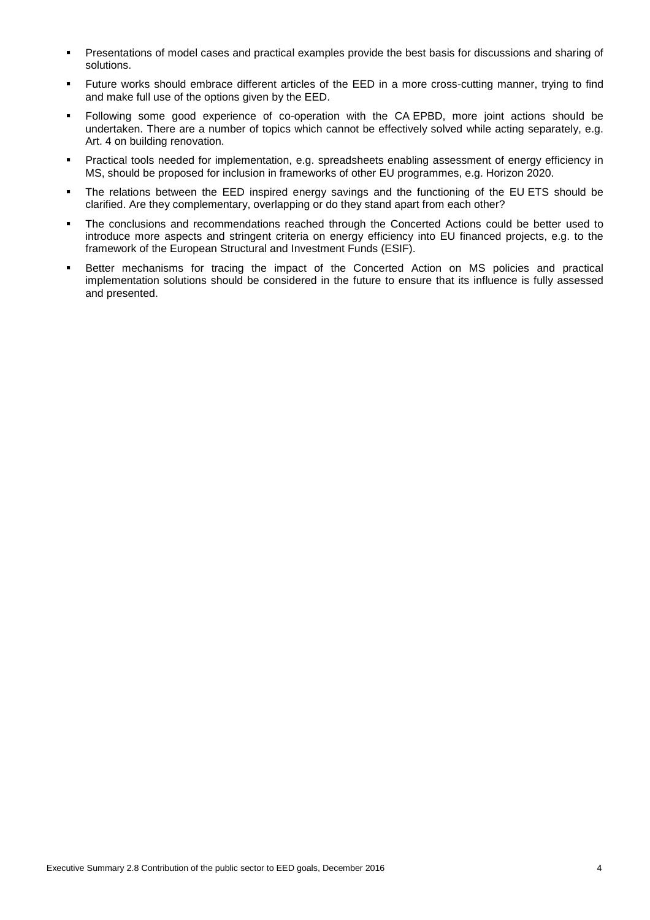- Presentations of model cases and practical examples provide the best basis for discussions and sharing of solutions.
- Future works should embrace different articles of the EED in a more cross-cutting manner, trying to find and make full use of the options given by the EED.
- Following some good experience of co-operation with the CA EPBD, more joint actions should be undertaken. There are a number of topics which cannot be effectively solved while acting separately, e.g. Art. 4 on building renovation.
- Practical tools needed for implementation, e.g. spreadsheets enabling assessment of energy efficiency in MS, should be proposed for inclusion in frameworks of other EU programmes, e.g. Horizon 2020.
- The relations between the EED inspired energy savings and the functioning of the EU ETS should be clarified. Are they complementary, overlapping or do they stand apart from each other?
- The conclusions and recommendations reached through the Concerted Actions could be better used to introduce more aspects and stringent criteria on energy efficiency into EU financed projects, e.g. to the framework of the European Structural and Investment Funds (ESIF).
- Better mechanisms for tracing the impact of the Concerted Action on MS policies and practical implementation solutions should be considered in the future to ensure that its influence is fully assessed and presented.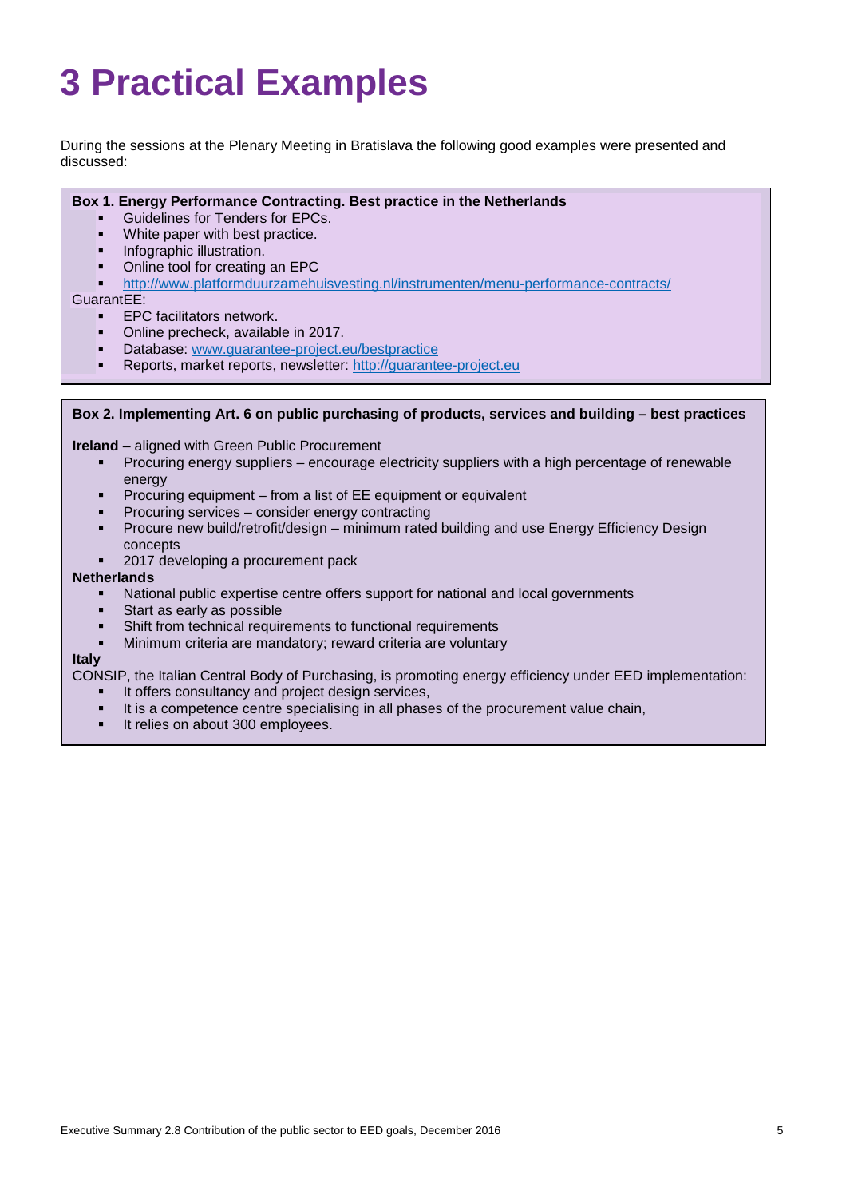# 3 Practical Examples

During the sessions at the Plenary Meeting in Bratislava the following good examples were presented and discussed:

**Box 1. Energy Performance Contracting. Best practice in the Netherlands**

- Guidelines for Tenders for EPCs.
- White paper with best practice.
- Infographic illustration.
- Online tool for creating an EPC
- http://www.platformduurzamehuisvesting.nl/instrumenten/menu-performance-contracts/

GuarantEE:

- EPC facilitators network.
- Online precheck, available in 2017.
- Database: www.guarantee-project.eu/bestpractice
- Reports, market reports, newsletter: http://guarantee-project.eu

**Box 2. Implementing Art. 6 on public purchasing of products, services and building – best practices**

**Ireland** – aligned with Green Public Procurement

- Procuring energy suppliers – encourage electricity suppliers with a high percentage of renewable energy
- Procuring equipment – from a list of EE equipment or equivalent
- Procuring services – consider energy contracting
- Procure new build/retrofit/design – minimum rated building and use Energy Efficiency Design concepts
- 2017 developing a procurement pack

**Netherlands**

- National public expertise centre offers support for national and local governments
- Start as early as possible
- Shift from technical requirements to functional requirements
- Minimum criteria are mandatory; reward criteria are voluntary

**Italy**

CONSIP, the Italian Central Body of Purchasing, is promoting energy efficiency under EED implementation:

- It offers consultancy and project design services,
- It is a competence centre specialising in all phases of the procurement value chain,
- It relies on about 300 employees.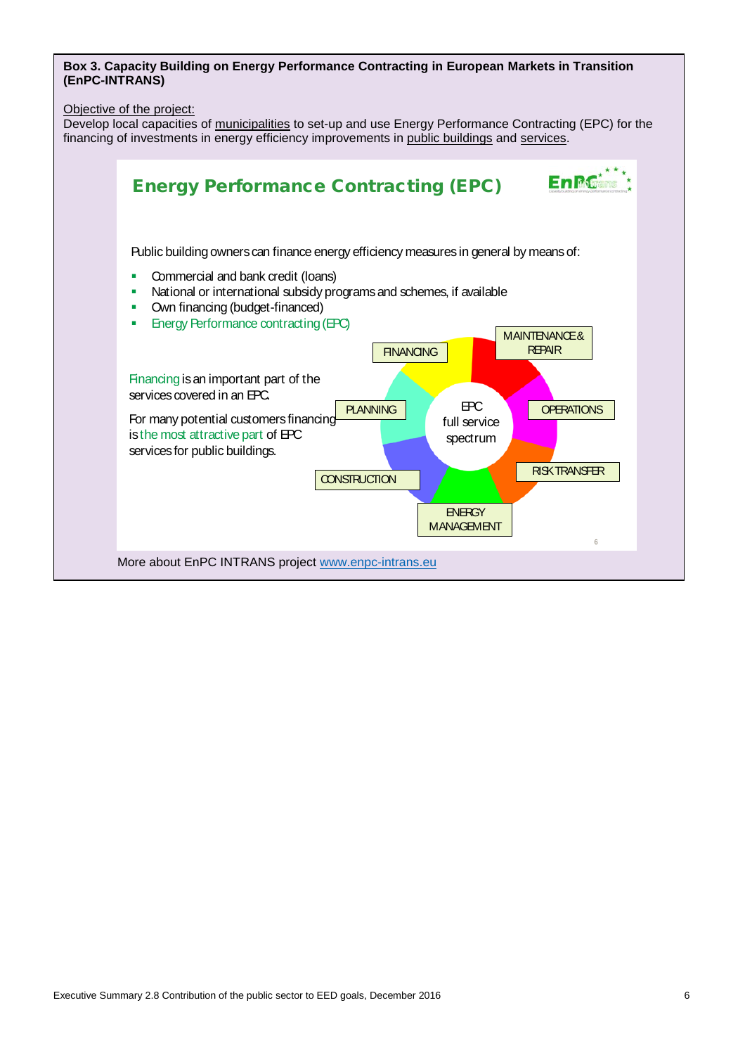**Box 3. Capacity Building on Energy Performance Contracting in European Markets in Transition (EnPC-INTRANS)**

Objective of the project:
Develop local capacities of municipalities to set-up and use Energy Performance Contracting (EPC) for the financing of investments in energy efficiency improvements in public buildings and services.

## Energy Performance Contracting (EPC)

Public building owners can finance energy efficiency measures in general by means of:

- Commercial and bank credit (loans)
- National or international subsidy programs and schemes, if available
- Own financing (budget-financed)
- Energy Performance contracting (EPC)

Financing is an important part of the services covered in an EPC.

For many potential customers financing is the most attractive part of EPC services for public buildings.

EPC full service spectrum: FINANCING, MAINTENANCE & REPAIR, OPERATIONS, RISK TRANSFER, ENERGY MANAGEMENT, CONSTRUCTION, PLANNING

More about EnPC INTRANS project www.enpc-intrans.eu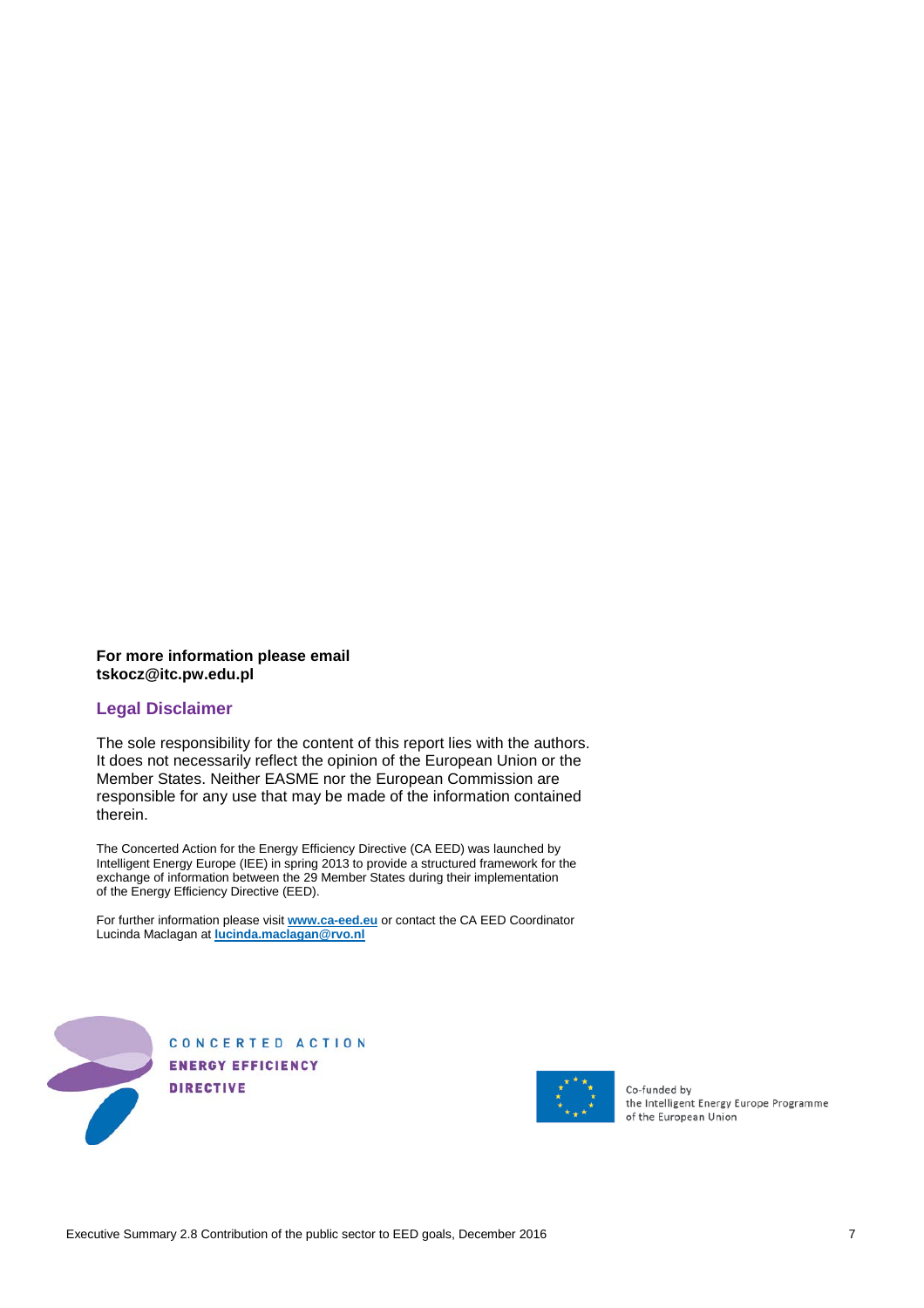**For more information please email**
**tskocz@itc.pw.edu.pl**

## Legal Disclaimer

The sole responsibility for the content of this report lies with the authors. It does not necessarily reflect the opinion of the European Union or the Member States. Neither EASME nor the European Commission are responsible for any use that may be made of the information contained therein.

The Concerted Action for the Energy Efficiency Directive (CA EED) was launched by Intelligent Energy Europe (IEE) in spring 2013 to provide a structured framework for the exchange of information between the 29 Member States during their implementation of the Energy Efficiency Directive (EED).

For further information please visit **www.ca-eed.eu** or contact the CA EED Coordinator Lucinda Maclagan at **lucinda.maclagan@rvo.nl**

CONCERTED ACTION
ENERGY EFFICIENCY
DIRECTIVE

Co-funded by
the Intelligent Energy Europe Programme
of the European Union